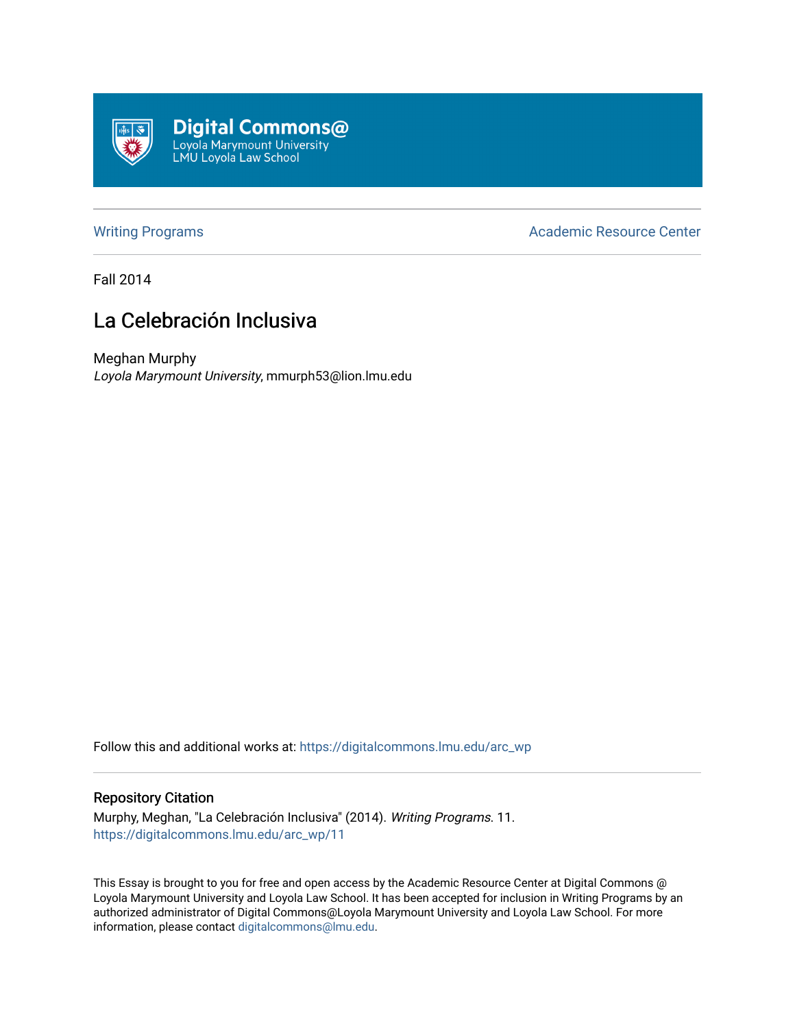Digital Commons@
Loyola Marymount University
LMU Loyola Law School

Writing Programs | Academic Resource Center

Fall 2014

# La Celebración Inclusiva

Meghan Murphy
*Loyola Marymount University*, mmurph53@lion.lmu.edu

Follow this and additional works at: https://digitalcommons.lmu.edu/arc_wp

### Repository Citation

Murphy, Meghan, "La Celebración Inclusiva" (2014). *Writing Programs*. 11.
https://digitalcommons.lmu.edu/arc_wp/11

This Essay is brought to you for free and open access by the Academic Resource Center at Digital Commons @ Loyola Marymount University and Loyola Law School. It has been accepted for inclusion in Writing Programs by an authorized administrator of Digital Commons@Loyola Marymount University and Loyola Law School. For more information, please contact digitalcommons@lmu.edu.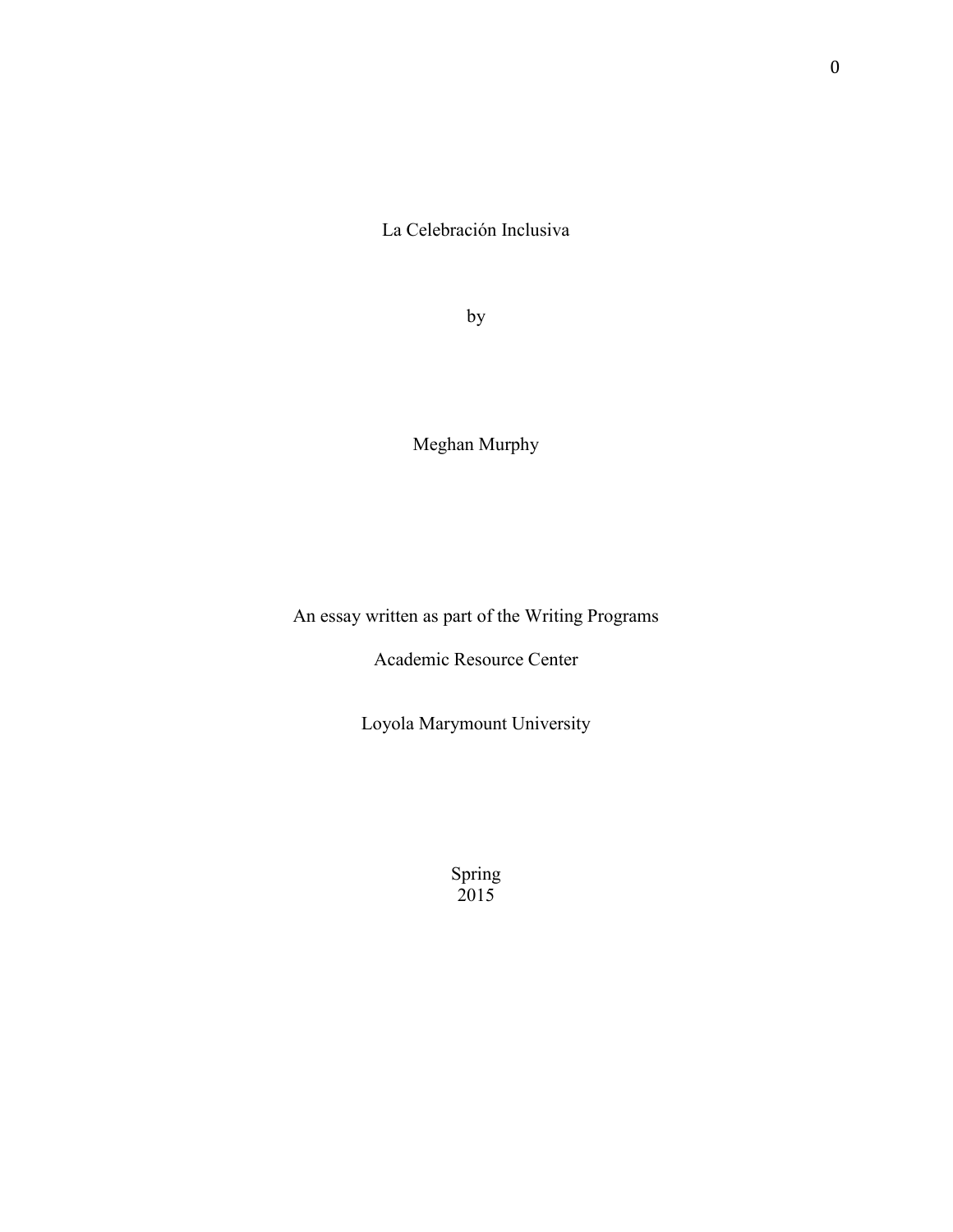# La Celebración Inclusiva

by

Meghan Murphy

An essay written as part of the Writing Programs

Academic Resource Center

Loyola Marymount University

Spring
2015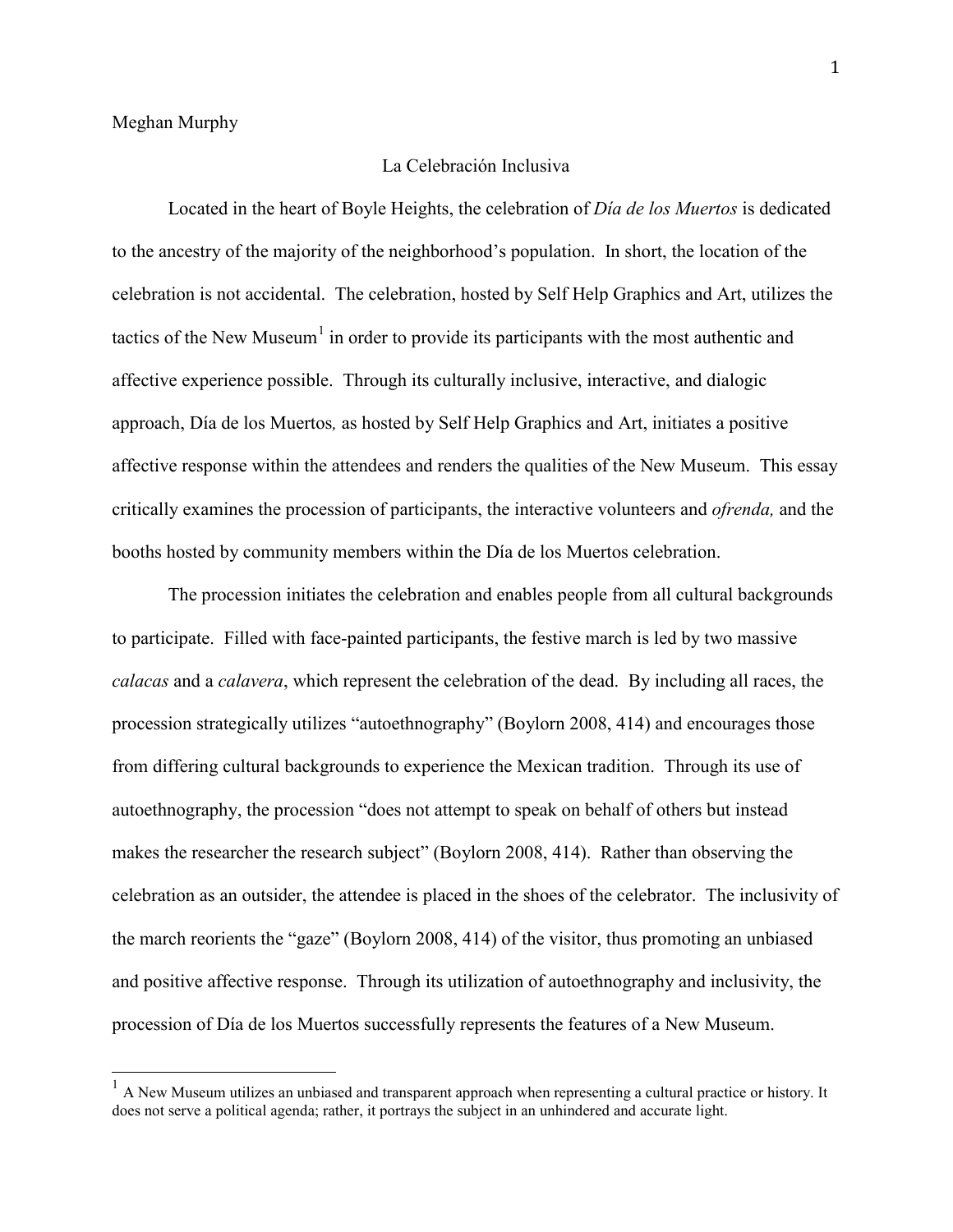Meghan Murphy

La Celebración Inclusiva

Located in the heart of Boyle Heights, the celebration of *Día de los Muertos* is dedicated to the ancestry of the majority of the neighborhood's population. In short, the location of the celebration is not accidental. The celebration, hosted by Self Help Graphics and Art, utilizes the tactics of the New Museum[1] in order to provide its participants with the most authentic and affective experience possible. Through its culturally inclusive, interactive, and dialogic approach, Día de los Muertos*,* as hosted by Self Help Graphics and Art, initiates a positive affective response within the attendees and renders the qualities of the New Museum. This essay critically examines the procession of participants, the interactive volunteers and *ofrenda,* and the booths hosted by community members within the Día de los Muertos celebration.

The procession initiates the celebration and enables people from all cultural backgrounds to participate. Filled with face-painted participants, the festive march is led by two massive *calacas* and a *calavera*, which represent the celebration of the dead. By including all races, the procession strategically utilizes "autoethnography" (Boylorn 2008, 414) and encourages those from differing cultural backgrounds to experience the Mexican tradition. Through its use of autoethnography, the procession "does not attempt to speak on behalf of others but instead makes the researcher the research subject" (Boylorn 2008, 414). Rather than observing the celebration as an outsider, the attendee is placed in the shoes of the celebrator. The inclusivity of the march reorients the "gaze" (Boylorn 2008, 414) of the visitor, thus promoting an unbiased and positive affective response. Through its utilization of autoethnography and inclusivity, the procession of Día de los Muertos successfully represents the features of a New Museum.

[1] A New Museum utilizes an unbiased and transparent approach when representing a cultural practice or history. It does not serve a political agenda; rather, it portrays the subject in an unhindered and accurate light.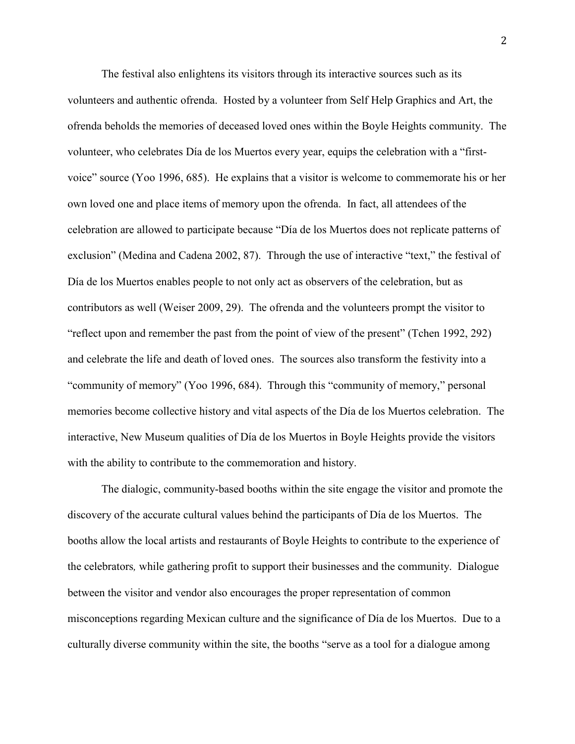The festival also enlightens its visitors through its interactive sources such as its volunteers and authentic ofrenda. Hosted by a volunteer from Self Help Graphics and Art, the ofrenda beholds the memories of deceased loved ones within the Boyle Heights community. The volunteer, who celebrates Día de los Muertos every year, equips the celebration with a "first-voice" source (Yoo 1996, 685). He explains that a visitor is welcome to commemorate his or her own loved one and place items of memory upon the ofrenda. In fact, all attendees of the celebration are allowed to participate because "Día de los Muertos does not replicate patterns of exclusion" (Medina and Cadena 2002, 87). Through the use of interactive "text," the festival of Día de los Muertos enables people to not only act as observers of the celebration, but as contributors as well (Weiser 2009, 29). The ofrenda and the volunteers prompt the visitor to "reflect upon and remember the past from the point of view of the present" (Tchen 1992, 292) and celebrate the life and death of loved ones. The sources also transform the festivity into a "community of memory" (Yoo 1996, 684). Through this "community of memory," personal memories become collective history and vital aspects of the Día de los Muertos celebration. The interactive, New Museum qualities of Día de los Muertos in Boyle Heights provide the visitors with the ability to contribute to the commemoration and history.

The dialogic, community-based booths within the site engage the visitor and promote the discovery of the accurate cultural values behind the participants of Día de los Muertos. The booths allow the local artists and restaurants of Boyle Heights to contribute to the experience of the celebrators*,* while gathering profit to support their businesses and the community. Dialogue between the visitor and vendor also encourages the proper representation of common misconceptions regarding Mexican culture and the significance of Día de los Muertos. Due to a culturally diverse community within the site, the booths "serve as a tool for a dialogue among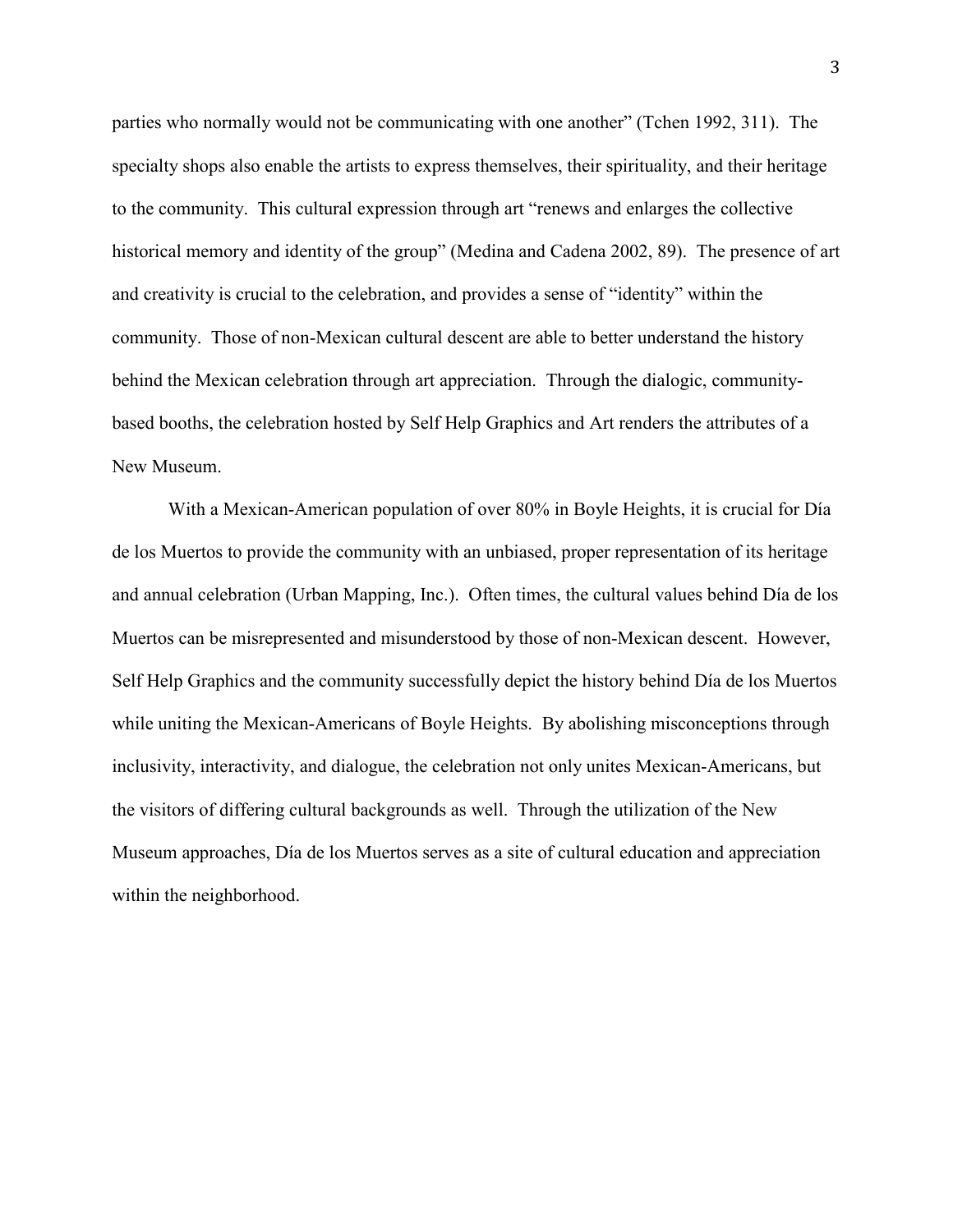parties who normally would not be communicating with one another" (Tchen 1992, 311). The specialty shops also enable the artists to express themselves, their spirituality, and their heritage to the community. This cultural expression through art "renews and enlarges the collective historical memory and identity of the group" (Medina and Cadena 2002, 89). The presence of art and creativity is crucial to the celebration, and provides a sense of "identity" within the community. Those of non-Mexican cultural descent are able to better understand the history behind the Mexican celebration through art appreciation. Through the dialogic, community-based booths, the celebration hosted by Self Help Graphics and Art renders the attributes of a New Museum.

With a Mexican-American population of over 80% in Boyle Heights, it is crucial for Día de los Muertos to provide the community with an unbiased, proper representation of its heritage and annual celebration (Urban Mapping, Inc.). Often times, the cultural values behind Día de los Muertos can be misrepresented and misunderstood by those of non-Mexican descent. However, Self Help Graphics and the community successfully depict the history behind Día de los Muertos while uniting the Mexican-Americans of Boyle Heights. By abolishing misconceptions through inclusivity, interactivity, and dialogue, the celebration not only unites Mexican-Americans, but the visitors of differing cultural backgrounds as well. Through the utilization of the New Museum approaches, Día de los Muertos serves as a site of cultural education and appreciation within the neighborhood.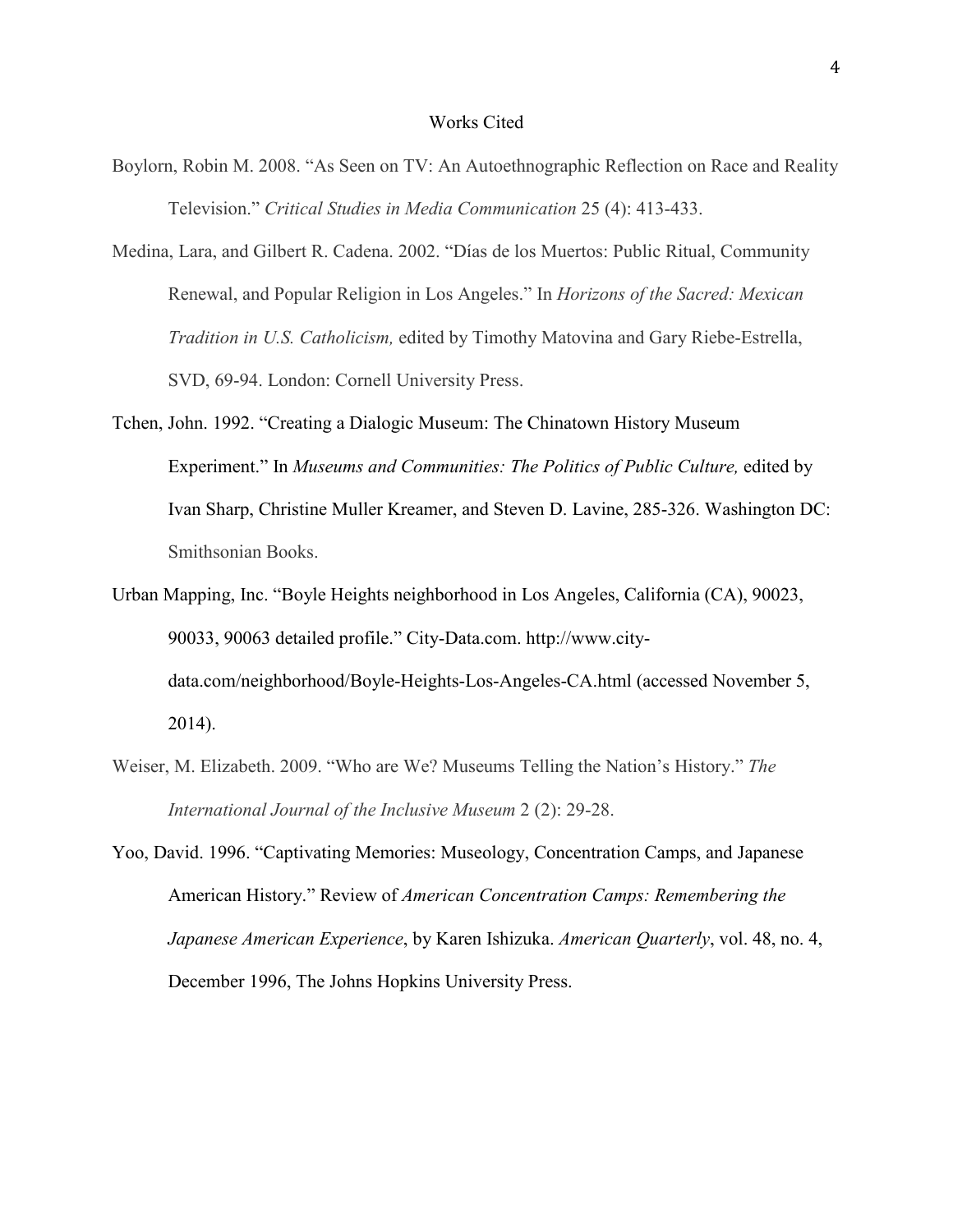# Works Cited

Boylorn, Robin M. 2008. "As Seen on TV: An Autoethnographic Reflection on Race and Reality Television." *Critical Studies in Media Communication* 25 (4): 413-433.

Medina, Lara, and Gilbert R. Cadena. 2002. "Días de los Muertos: Public Ritual, Community Renewal, and Popular Religion in Los Angeles." In *Horizons of the Sacred: Mexican Tradition in U.S. Catholicism,* edited by Timothy Matovina and Gary Riebe-Estrella, SVD, 69-94. London: Cornell University Press.

Tchen, John. 1992. "Creating a Dialogic Museum: The Chinatown History Museum Experiment." In *Museums and Communities: The Politics of Public Culture,* edited by Ivan Sharp, Christine Muller Kreamer, and Steven D. Lavine, 285-326. Washington DC: Smithsonian Books.

Urban Mapping, Inc. "Boyle Heights neighborhood in Los Angeles, California (CA), 90023, 90033, 90063 detailed profile." City-Data.com. http://www.city-data.com/neighborhood/Boyle-Heights-Los-Angeles-CA.html (accessed November 5, 2014).

Weiser, M. Elizabeth. 2009. "Who are We? Museums Telling the Nation's History." *The International Journal of the Inclusive Museum* 2 (2): 29-28.

Yoo, David. 1996. "Captivating Memories: Museology, Concentration Camps, and Japanese American History." Review of *American Concentration Camps: Remembering the Japanese American Experience*, by Karen Ishizuka. *American Quarterly*, vol. 48, no. 4, December 1996, The Johns Hopkins University Press.